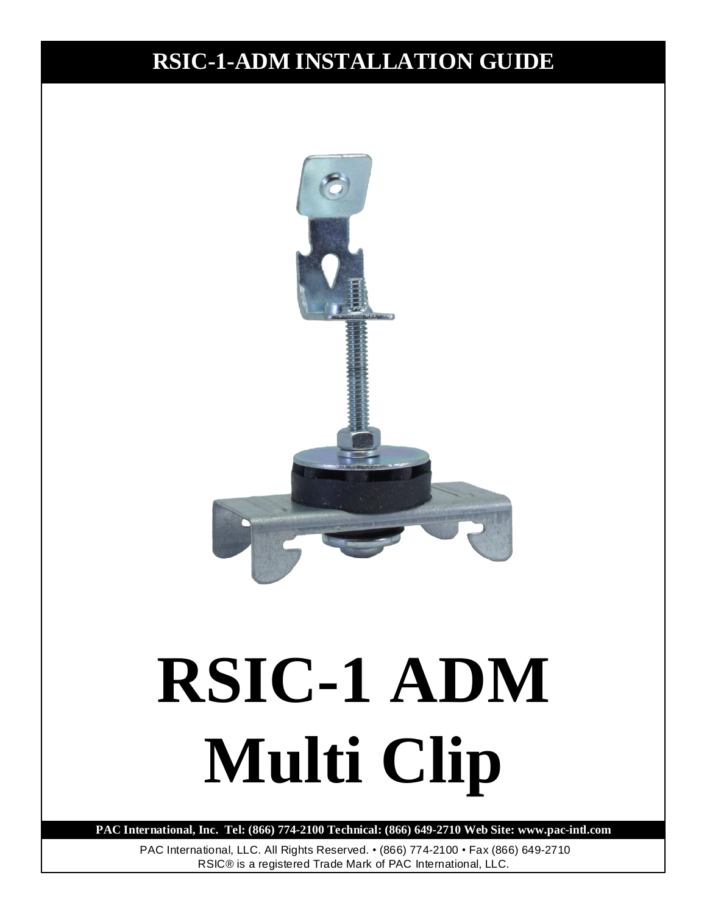# RSIC-1-ADM INSTALLATION GUIDE

# RSIC-1 ADM Multi Clip

**PAC International, Inc. Tel: (866) 774-2100 Technical: (866) 649-2710 Web Site: www.pac-intl.com**

PAC International, LLC. All Rights Reserved. • (866) 774-2100 • Fax (866) 649-2710
RSIC® is a registered Trade Mark of PAC International, LLC.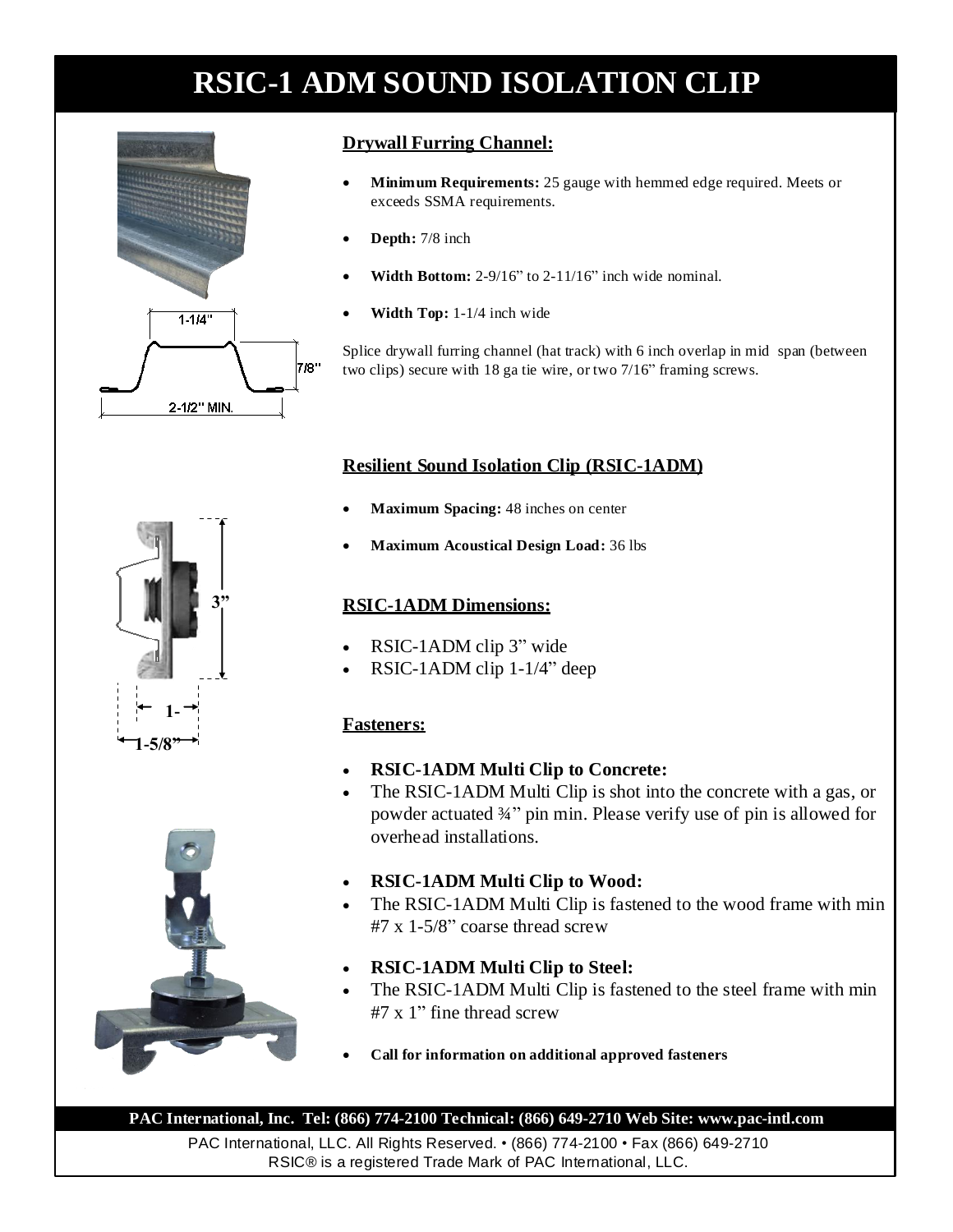# RSIC-1 ADM SOUND ISOLATION CLIP

## Drywall Furring Channel:

- **Minimum Requirements:** 25 gauge with hemmed edge required. Meets or exceeds SSMA requirements.
- **Depth:** 7/8 inch
- **Width Bottom:** 2-9/16" to 2-11/16" inch wide nominal.
- **Width Top:** 1-1/4 inch wide

Splice drywall furring channel (hat track) with 6 inch overlap in mid span (between two clips) secure with 18 ga tie wire, or two 7/16" framing screws.

## Resilient Sound Isolation Clip (RSIC-1ADM)

- **Maximum Spacing:** 48 inches on center
- **Maximum Acoustical Design Load:** 36 lbs

## RSIC-1ADM Dimensions:

- RSIC-1ADM clip 3" wide
- RSIC-1ADM clip 1-1/4" deep

## Fasteners:

- **RSIC-1ADM Multi Clip to Concrete:**
- The RSIC-1ADM Multi Clip is shot into the concrete with a gas, or powder actuated ¾" pin min. Please verify use of pin is allowed for overhead installations.
- **RSIC-1ADM Multi Clip to Wood:**
- The RSIC-1ADM Multi Clip is fastened to the wood frame with min #7 x 1-5/8" coarse thread screw
- **RSIC-1ADM Multi Clip to Steel:**
- The RSIC-1ADM Multi Clip is fastened to the steel frame with min #7 x 1" fine thread screw
- **Call for information on additional approved fasteners**

**PAC International, Inc. Tel: (866) 774-2100 Technical: (866) 649-2710 Web Site: www.pac-intl.com**

PAC International, LLC. All Rights Reserved. • (866) 774-2100 • Fax (866) 649-2710
RSIC® is a registered Trade Mark of PAC International, LLC.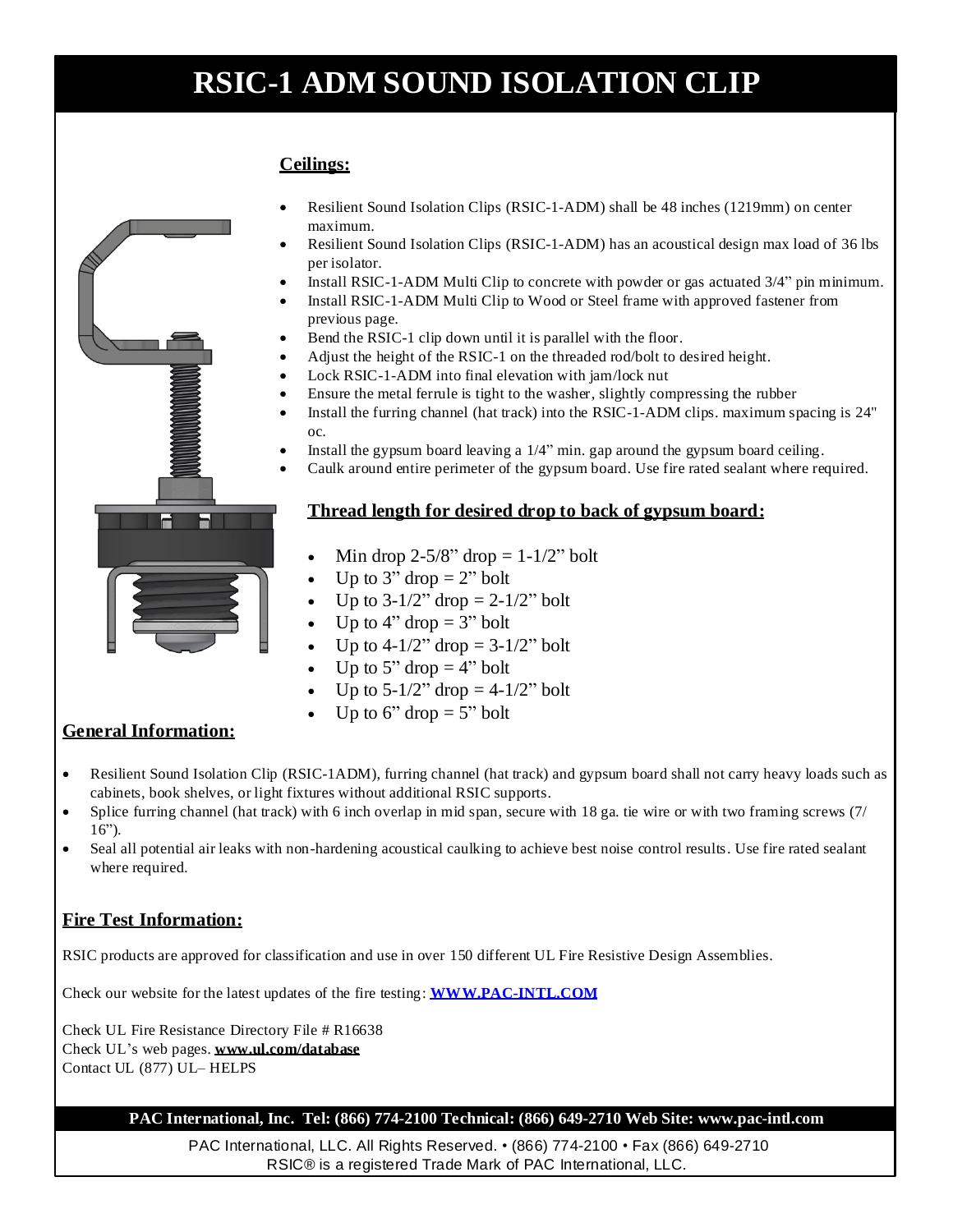# RSIC-1 ADM SOUND ISOLATION CLIP

## Ceilings:

- Resilient Sound Isolation Clips (RSIC-1-ADM) shall be 48 inches (1219mm) on center maximum.
- Resilient Sound Isolation Clips (RSIC-1-ADM) has an acoustical design max load of 36 lbs per isolator.
- Install RSIC-1-ADM Multi Clip to concrete with powder or gas actuated 3/4" pin minimum.
- Install RSIC-1-ADM Multi Clip to Wood or Steel frame with approved fastener from previous page.
- Bend the RSIC-1 clip down until it is parallel with the floor.
- Adjust the height of the RSIC-1 on the threaded rod/bolt to desired height.
- Lock RSIC-1-ADM into final elevation with jam/lock nut
- Ensure the metal ferrule is tight to the washer, slightly compressing the rubber
- Install the furring channel (hat track) into the RSIC-1-ADM clips. maximum spacing is 24" oc.
- Install the gypsum board leaving a 1/4" min. gap around the gypsum board ceiling.
- Caulk around entire perimeter of the gypsum board. Use fire rated sealant where required.

### Thread length for desired drop to back of gypsum board:

- Min drop 2-5/8" drop = 1-1/2" bolt
- Up to 3" drop = 2" bolt
- Up to 3-1/2" drop = 2-1/2" bolt
- Up to 4" drop = 3" bolt
- Up to 4-1/2" drop = 3-1/2" bolt
- Up to 5" drop = 4" bolt
- Up to 5-1/2" drop = 4-1/2" bolt
- Up to 6" drop = 5" bolt

## General Information:

- Resilient Sound Isolation Clip (RSIC-1ADM), furring channel (hat track) and gypsum board shall not carry heavy loads such as cabinets, book shelves, or light fixtures without additional RSIC supports.
- Splice furring channel (hat track) with 6 inch overlap in mid span, secure with 18 ga. tie wire or with two framing screws (7/16").
- Seal all potential air leaks with non-hardening acoustical caulking to achieve best noise control results. Use fire rated sealant where required.

## Fire Test Information:

RSIC products are approved for classification and use in over 150 different UL Fire Resistive Design Assemblies.

Check our website for the latest updates of the fire testing: **WWW.PAC-INTL.COM**

Check UL Fire Resistance Directory File # R16638
Check UL's web pages. **www.ul.com/database**
Contact UL (877) UL– HELPS

**PAC International, Inc. Tel: (866) 774-2100 Technical: (866) 649-2710 Web Site: www.pac-intl.com**

PAC International, LLC. All Rights Reserved. • (866) 774-2100 • Fax (866) 649-2710
RSIC® is a registered Trade Mark of PAC International, LLC.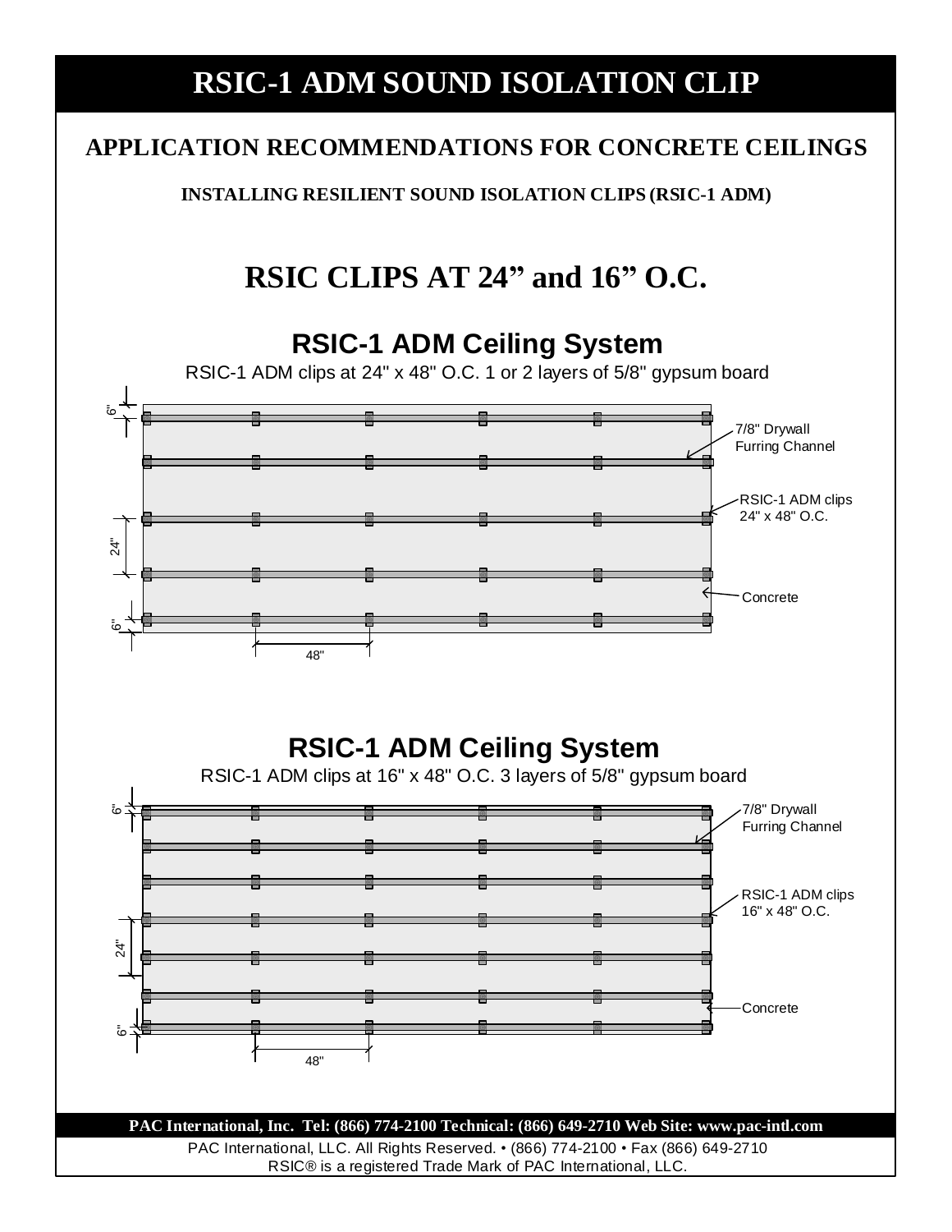# RSIC-1 ADM SOUND ISOLATION CLIP

## APPLICATION RECOMMENDATIONS FOR CONCRETE CEILINGS

### INSTALLING RESILIENT SOUND ISOLATION CLIPS (RSIC-1 ADM)

## RSIC CLIPS AT 24" and 16" O.C.

### RSIC-1 ADM Ceiling System

RSIC-1 ADM clips at 24" x 48" O.C. 1 or 2 layers of 5/8" gypsum board

6"

7/8" Drywall Furring Channel

RSIC-1 ADM clips 24" x 48" O.C.

24"

Concrete

6"

48"

### RSIC-1 ADM Ceiling System

RSIC-1 ADM clips at 16" x 48" O.C. 3 layers of 5/8" gypsum board

6"

7/8" Drywall Furring Channel

RSIC-1 ADM clips 16" x 48" O.C.

24"

Concrete

6"

48"

**PAC International, Inc. Tel: (866) 774-2100 Technical: (866) 649-2710 Web Site: www.pac-intl.com**

PAC International, LLC. All Rights Reserved. • (866) 774-2100 • Fax (866) 649-2710
RSIC® is a registered Trade Mark of PAC International, LLC.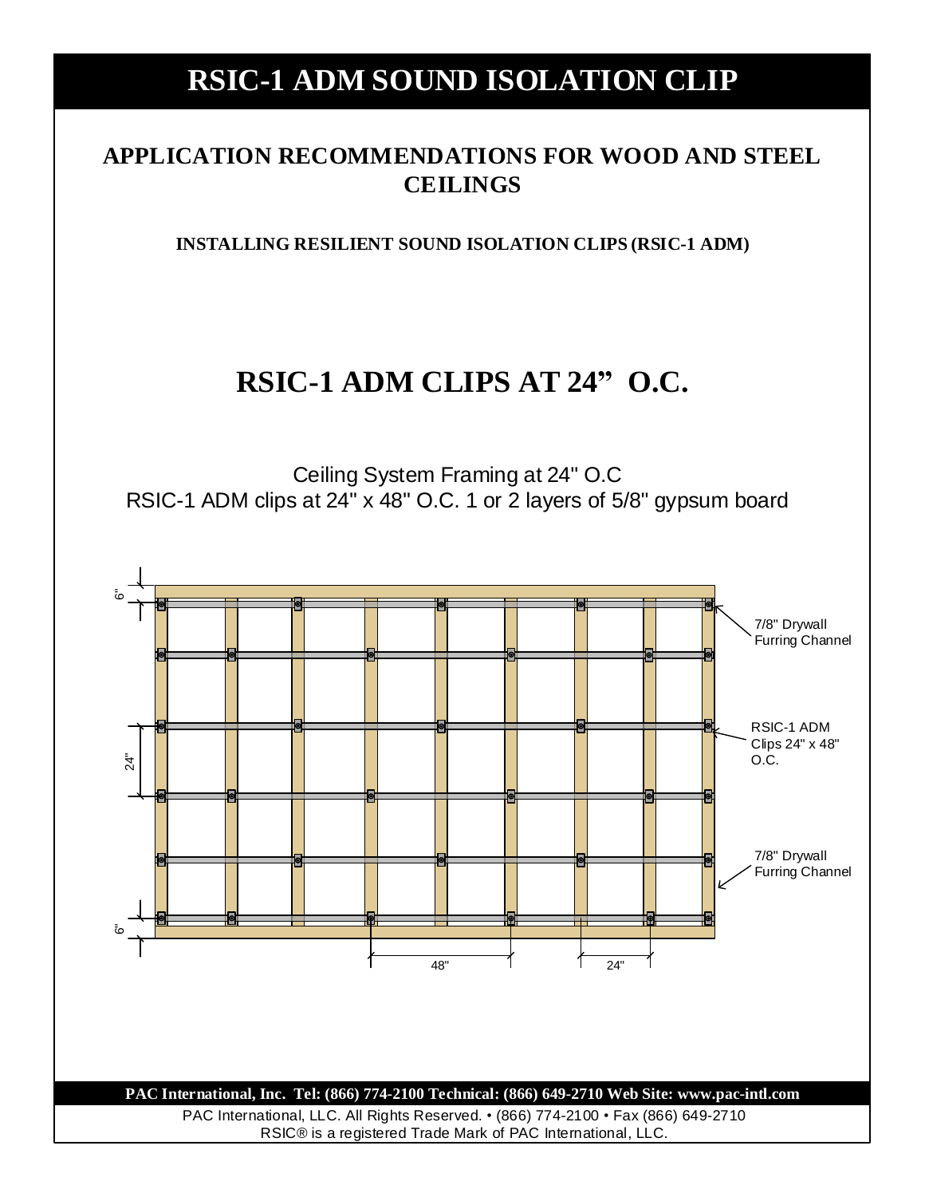# RSIC-1 ADM SOUND ISOLATION CLIP

## APPLICATION RECOMMENDATIONS FOR WOOD AND STEEL CEILINGS

### INSTALLING RESILIENT SOUND ISOLATION CLIPS (RSIC-1 ADM)

## RSIC-1 ADM CLIPS AT 24" O.C.

Ceiling System Framing at 24" O.C
RSIC-1 ADM clips at 24" x 48" O.C. 1 or 2 layers of 5/8" gypsum board

6"

24"

6"

7/8" Drywall Furring Channel

RSIC-1 ADM Clips 24" x 48" O.C.

7/8" Drywall Furring Channel

48"

24"

**PAC International, Inc. Tel: (866) 774-2100 Technical: (866) 649-2710 Web Site: www.pac-intl.com**

PAC International, LLC. All Rights Reserved. • (866) 774-2100 • Fax (866) 649-2710
RSIC® is a registered Trade Mark of PAC International, LLC.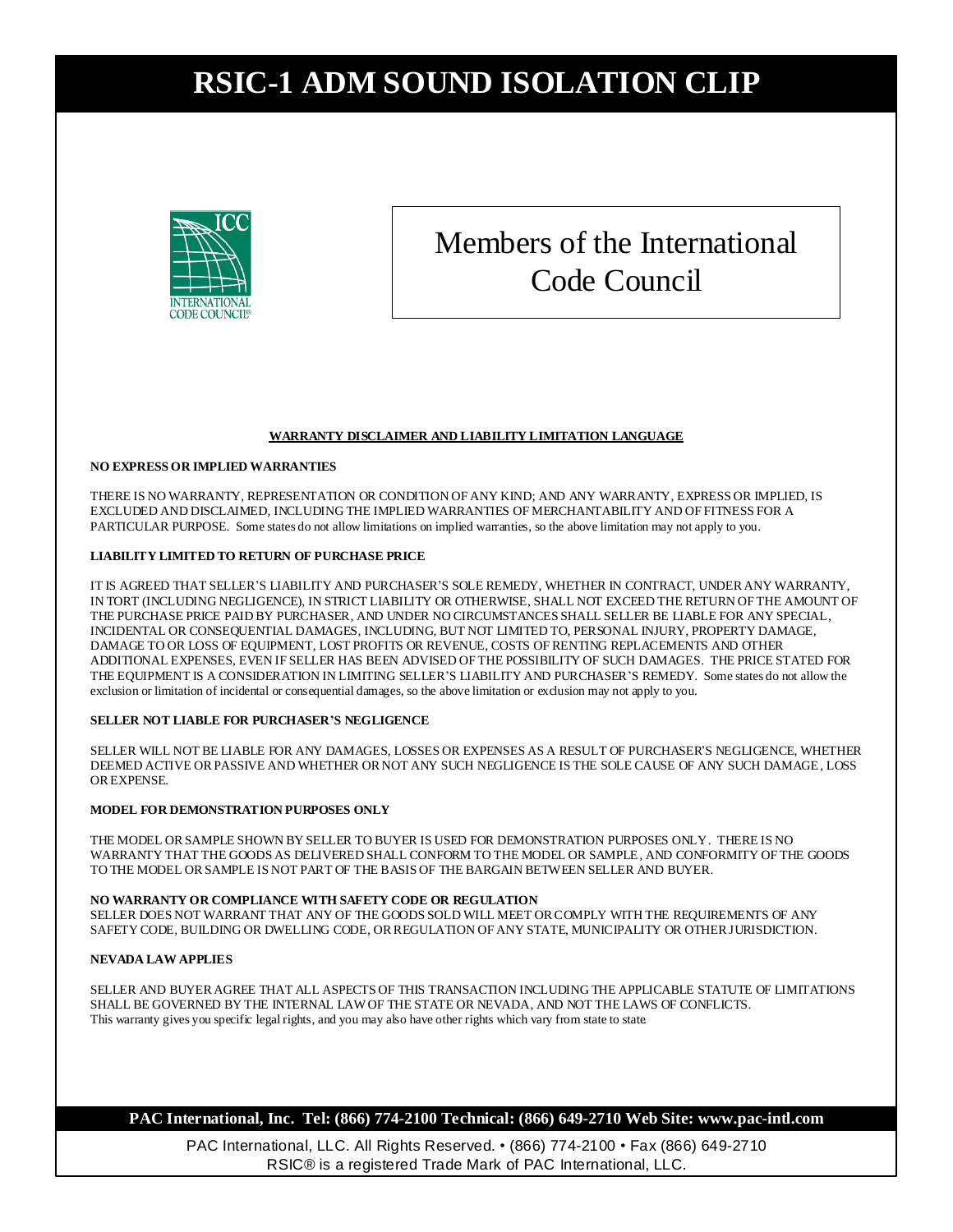# RSIC-1 ADM SOUND ISOLATION CLIP

ICC
INTERNATIONAL CODE COUNCIL®

Members of the International Code Council

**WARRANTY DISCLAIMER AND LIABILITY LIMITATION LANGUAGE**

**NO EXPRESS OR IMPLIED WARRANTIES**

THERE IS NO WARRANTY, REPRESENTATION OR CONDITION OF ANY KIND; AND ANY WARRANTY, EXPRESS OR IMPLIED, IS EXCLUDED AND DISCLAIMED, INCLUDING THE IMPLIED WARRANTIES OF MERCHANTABILITY AND OF FITNESS FOR A PARTICULAR PURPOSE. Some states do not allow limitations on implied warranties, so the above limitation may not apply to you.

**LIABILITY LIMITED TO RETURN OF PURCHASE PRICE**

IT IS AGREED THAT SELLER'S LIABILITY AND PURCHASER'S SOLE REMEDY, WHETHER IN CONTRACT, UNDER ANY WARRANTY, IN TORT (INCLUDING NEGLIGENCE), IN STRICT LIABILITY OR OTHERWISE, SHALL NOT EXCEED THE RETURN OF THE AMOUNT OF THE PURCHASE PRICE PAID BY PURCHASER, AND UNDER NO CIRCUMSTANCES SHALL SELLER BE LIABLE FOR ANY SPECIAL, INCIDENTAL OR CONSEQUENTIAL DAMAGES, INCLUDING, BUT NOT LIMITED TO, PERSONAL INJURY, PROPERTY DAMAGE, DAMAGE TO OR LOSS OF EQUIPMENT, LOST PROFITS OR REVENUE, COSTS OF RENTING REPLACEMENTS AND OTHER ADDITIONAL EXPENSES, EVEN IF SELLER HAS BEEN ADVISED OF THE POSSIBILITY OF SUCH DAMAGES. THE PRICE STATED FOR THE EQUIPMENT IS A CONSIDERATION IN LIMITING SELLER'S LIABILITY AND PURCHASER'S REMEDY. Some states do not allow the exclusion or limitation of incidental or consequential damages, so the above limitation or exclusion may not apply to you.

**SELLER NOT LIABLE FOR PURCHASER'S NEGLIGENCE**

SELLER WILL NOT BE LIABLE FOR ANY DAMAGES, LOSSES OR EXPENSES AS A RESULT OF PURCHASER'S NEGLIGENCE, WHETHER DEEMED ACTIVE OR PASSIVE AND WHETHER OR NOT ANY SUCH NEGLIGENCE IS THE SOLE CAUSE OF ANY SUCH DAMAGE, LOSS OR EXPENSE.

**MODEL FOR DEMONSTRATION PURPOSES ONLY**

THE MODEL OR SAMPLE SHOWN BY SELLER TO BUYER IS USED FOR DEMONSTRATION PURPOSES ONLY. THERE IS NO WARRANTY THAT THE GOODS AS DELIVERED SHALL CONFORM TO THE MODEL OR SAMPLE, AND CONFORMITY OF THE GOODS TO THE MODEL OR SAMPLE IS NOT PART OF THE BASIS OF THE BARGAIN BETWEEN SELLER AND BUYER.

**NO WARRANTY OR COMPLIANCE WITH SAFETY CODE OR REGULATION**

SELLER DOES NOT WARRANT THAT ANY OF THE GOODS SOLD WILL MEET OR COMPLY WITH THE REQUIREMENTS OF ANY SAFETY CODE, BUILDING OR DWELLING CODE, OR REGULATION OF ANY STATE, MUNICIPALITY OR OTHER JURISDICTION.

**NEVADA LAW APPLIES**

SELLER AND BUYER AGREE THAT ALL ASPECTS OF THIS TRANSACTION INCLUDING THE APPLICABLE STATUTE OF LIMITATIONS SHALL BE GOVERNED BY THE INTERNAL LAW OF THE STATE OR NEVADA, AND NOT THE LAWS OF CONFLICTS.
This warranty gives you specific legal rights, and you may also have other rights which vary from state to state

**PAC International, Inc. Tel: (866) 774-2100 Technical: (866) 649-2710 Web Site: www.pac-intl.com**

PAC International, LLC. All Rights Reserved. • (866) 774-2100 • Fax (866) 649-2710
RSIC® is a registered Trade Mark of PAC International, LLC.